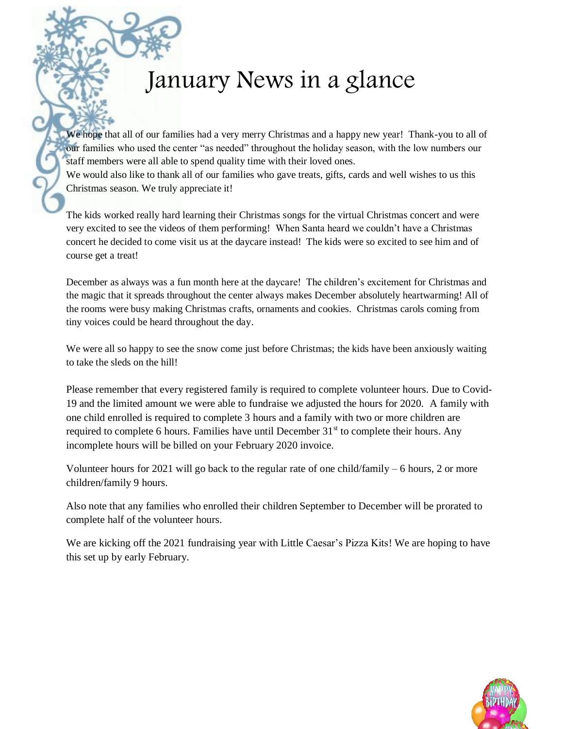# January News in a glance

We hope that all of our families had a very merry Christmas and a happy new year! Thank-you to all of our families who used the center "as needed" throughout the holiday season, with the low numbers our staff members were all able to spend quality time with their loved ones.
We would also like to thank all of our families who gave treats, gifts, cards and well wishes to us this Christmas season. We truly appreciate it!

The kids worked really hard learning their Christmas songs for the virtual Christmas concert and were very excited to see the videos of them performing! When Santa heard we couldn't have a Christmas concert he decided to come visit us at the daycare instead! The kids were so excited to see him and of course get a treat!

December as always was a fun month here at the daycare! The children's excitement for Christmas and the magic that it spreads throughout the center always makes December absolutely heartwarming! All of the rooms were busy making Christmas crafts, ornaments and cookies. Christmas carols coming from tiny voices could be heard throughout the day.

We were all so happy to see the snow come just before Christmas; the kids have been anxiously waiting to take the sleds on the hill!

Please remember that every registered family is required to complete volunteer hours. Due to Covid-19 and the limited amount we were able to fundraise we adjusted the hours for 2020. A family with one child enrolled is required to complete 3 hours and a family with two or more children are required to complete 6 hours. Families have until December 31st to complete their hours. Any incomplete hours will be billed on your February 2020 invoice.

Volunteer hours for 2021 will go back to the regular rate of one child/family – 6 hours, 2 or more children/family 9 hours.

Also note that any families who enrolled their children September to December will be prorated to complete half of the volunteer hours.

We are kicking off the 2021 fundraising year with Little Caesar's Pizza Kits! We are hoping to have this set up by early February.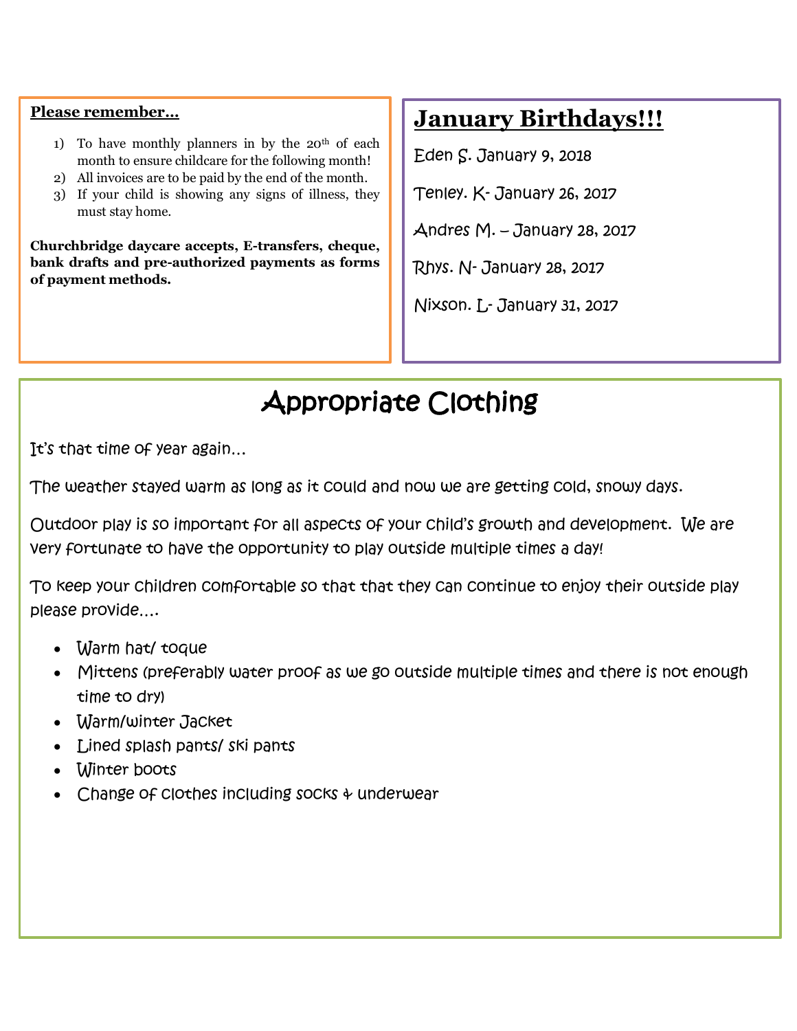**Please remember…**

1) To have monthly planners in by the 20th of each month to ensure childcare for the following month!
2) All invoices are to be paid by the end of the month.
3) If your child is showing any signs of illness, they must stay home.

**Churchbridge daycare accepts, E-transfers, cheque, bank drafts and pre-authorized payments as forms of payment methods.**

## January Birthdays!!!

Eden S. January 9, 2018

Tenley. K- January 26, 2017

Andres M. – January 28, 2017

Rhys. N- January 28, 2017

Nixson. L- January 31, 2017

# Appropriate Clothing

It's that time of year again…

The weather stayed warm as long as it could and now we are getting cold, snowy days.

Outdoor play is so important for all aspects of your child's growth and development. We are very fortunate to have the opportunity to play outside multiple times a day!

To keep your children comfortable so that that they can continue to enjoy their outside play please provide….

- Warm hat/ toque
- Mittens (preferably water proof as we go outside multiple times and there is not enough time to dry)
- Warm/winter Jacket
- Lined splash pants/ ski pants
- Winter boots
- Change of clothes including socks & underwear